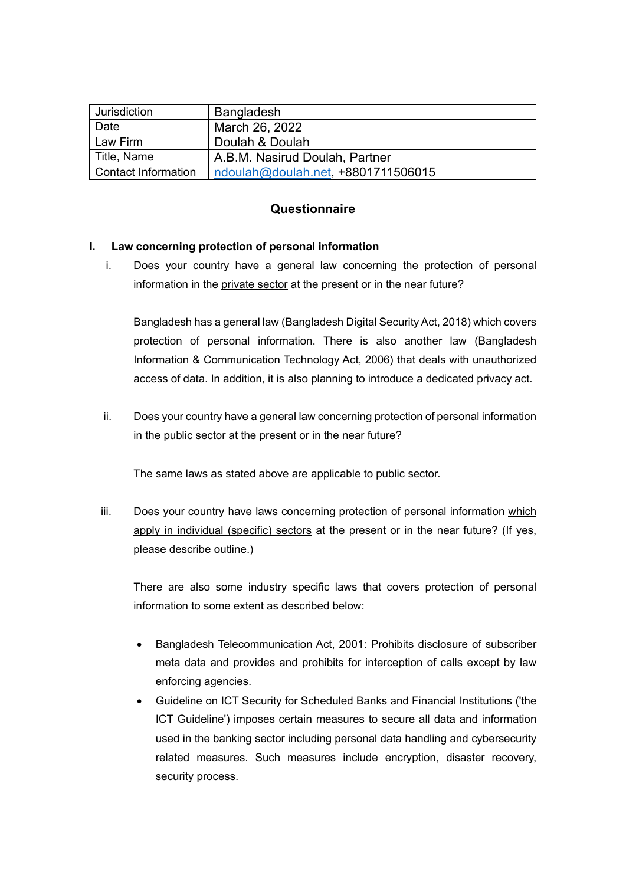| Jurisdiction | Bangladesh |
|---|---|
| Date | March 26, 2022 |
| Law Firm | Doulah & Doulah |
| Title, Name | A.B.M. Nasirud Doulah, Partner |
| Contact Information | ndoulah@doulah.net, +8801711506015 |

## Questionnaire

### I. Law concerning protection of personal information

i. Does your country have a general law concerning the protection of personal information in the private sector at the present or in the near future?

Bangladesh has a general law (Bangladesh Digital Security Act, 2018) which covers protection of personal information. There is also another law (Bangladesh Information & Communication Technology Act, 2006) that deals with unauthorized access of data. In addition, it is also planning to introduce a dedicated privacy act.

ii. Does your country have a general law concerning protection of personal information in the public sector at the present or in the near future?

The same laws as stated above are applicable to public sector.

iii. Does your country have laws concerning protection of personal information which apply in individual (specific) sectors at the present or in the near future? (If yes, please describe outline.)

There are also some industry specific laws that covers protection of personal information to some extent as described below:

- Bangladesh Telecommunication Act, 2001: Prohibits disclosure of subscriber meta data and provides and prohibits for interception of calls except by law enforcing agencies.
- Guideline on ICT Security for Scheduled Banks and Financial Institutions ('the ICT Guideline') imposes certain measures to secure all data and information used in the banking sector including personal data handling and cybersecurity related measures. Such measures include encryption, disaster recovery, security process.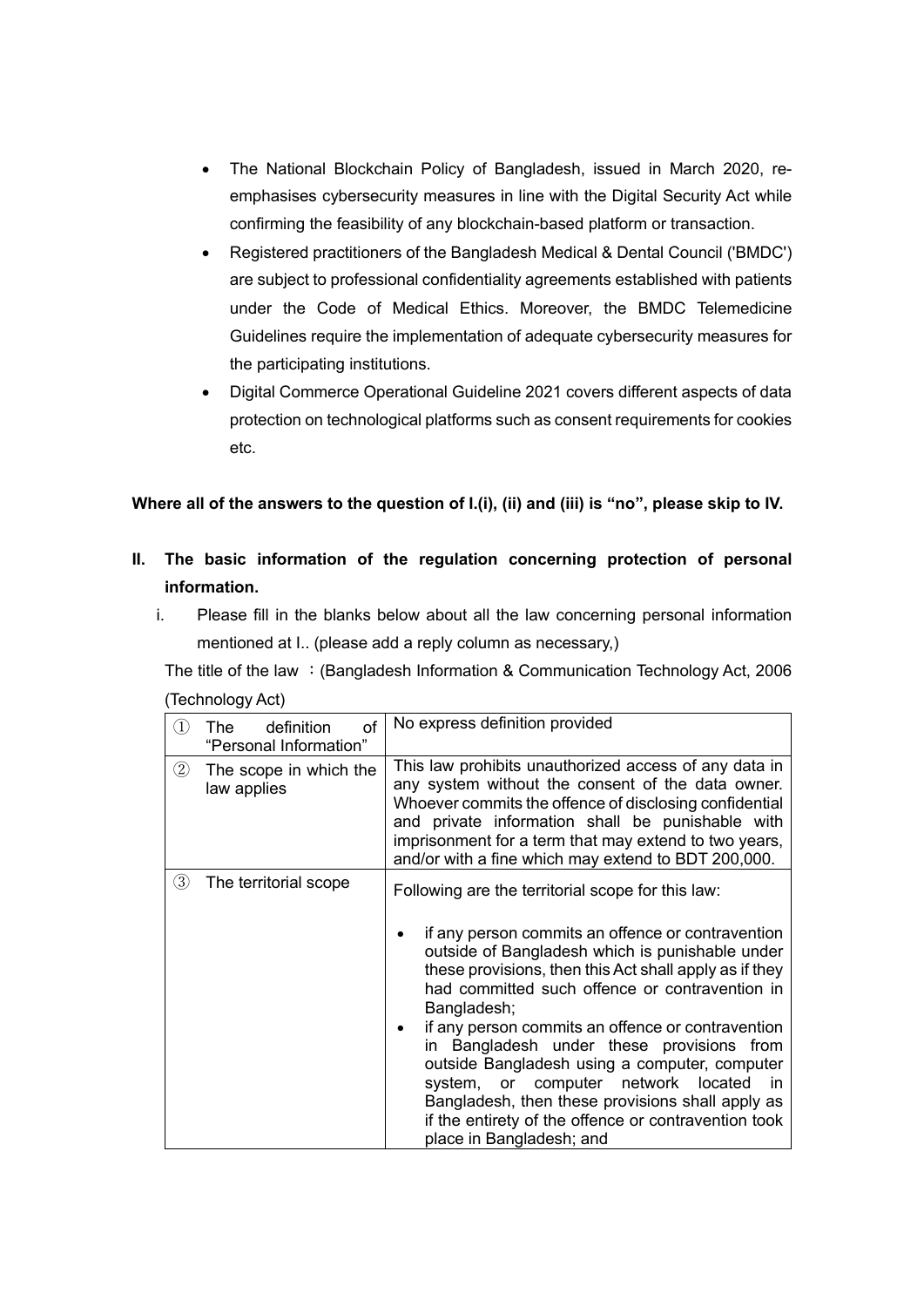- The National Blockchain Policy of Bangladesh, issued in March 2020, re-emphasises cybersecurity measures in line with the Digital Security Act while confirming the feasibility of any blockchain-based platform or transaction.
- Registered practitioners of the Bangladesh Medical & Dental Council ('BMDC') are subject to professional confidentiality agreements established with patients under the Code of Medical Ethics. Moreover, the BMDC Telemedicine Guidelines require the implementation of adequate cybersecurity measures for the participating institutions.
- Digital Commerce Operational Guideline 2021 covers different aspects of data protection on technological platforms such as consent requirements for cookies etc.

**Where all of the answers to the question of I.(i), (ii) and (iii) is "no", please skip to IV.**

## II. The basic information of the regulation concerning protection of personal information.

i. Please fill in the blanks below about all the law concerning personal information mentioned at I.. (please add a reply column as necessary,)

The title of the law ：(Bangladesh Information & Communication Technology Act, 2006 (Technology Act)

| | |
|---|---|
| ① The definition of "Personal Information" | No express definition provided |
| ② The scope in which the law applies | This law prohibits unauthorized access of any data in any system without the consent of the data owner. Whoever commits the offence of disclosing confidential and private information shall be punishable with imprisonment for a term that may extend to two years, and/or with a fine which may extend to BDT 200,000. |
| ③ The territorial scope | Following are the territorial scope for this law:<br>• if any person commits an offence or contravention outside of Bangladesh which is punishable under these provisions, then this Act shall apply as if they had committed such offence or contravention in Bangladesh;<br>• if any person commits an offence or contravention in Bangladesh under these provisions from outside Bangladesh using a computer, computer system, or computer network located in Bangladesh, then these provisions shall apply as if the entirety of the offence or contravention took place in Bangladesh; and |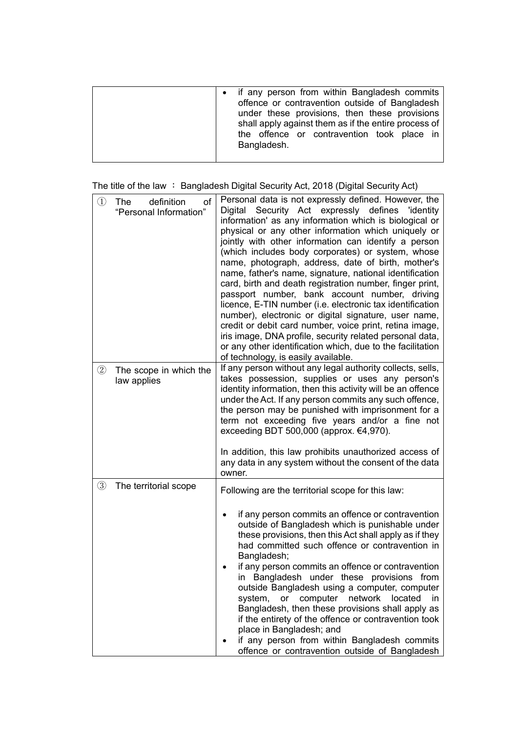| | |
|---|---|
| | • if any person from within Bangladesh commits offence or contravention outside of Bangladesh under these provisions, then these provisions shall apply against them as if the entire process of the offence or contravention took place in Bangladesh. |

The title of the law ： Bangladesh Digital Security Act, 2018 (Digital Security Act)

| | |
|---|---|
| ① The definition of "Personal Information" | Personal data is not expressly defined. However, the Digital Security Act expressly defines 'identity information' as any information which is biological or physical or any other information which uniquely or jointly with other information can identify a person (which includes body corporates) or system, whose name, photograph, address, date of birth, mother's name, father's name, signature, national identification card, birth and death registration number, finger print, passport number, bank account number, driving licence, E-TIN number (i.e. electronic tax identification number), electronic or digital signature, user name, credit or debit card number, voice print, retina image, iris image, DNA profile, security related personal data, or any other identification which, due to the facilitation of technology, is easily available. |
| ② The scope in which the law applies | If any person without any legal authority collects, sells, takes possession, supplies or uses any person's identity information, then this activity will be an offence under the Act. If any person commits any such offence, the person may be punished with imprisonment for a term not exceeding five years and/or a fine not exceeding BDT 500,000 (approx. €4,970).<br><br>In addition, this law prohibits unauthorized access of any data in any system without the consent of the data owner. |
| ③ The territorial scope | Following are the territorial scope for this law:<br><br>• if any person commits an offence or contravention outside of Bangladesh which is punishable under these provisions, then this Act shall apply as if they had committed such offence or contravention in Bangladesh;<br>• if any person commits an offence or contravention in Bangladesh under these provisions from outside Bangladesh using a computer, computer system, or computer network located in Bangladesh, then these provisions shall apply as if the entirety of the offence or contravention took place in Bangladesh; and<br>• if any person from within Bangladesh commits offence or contravention outside of Bangladesh |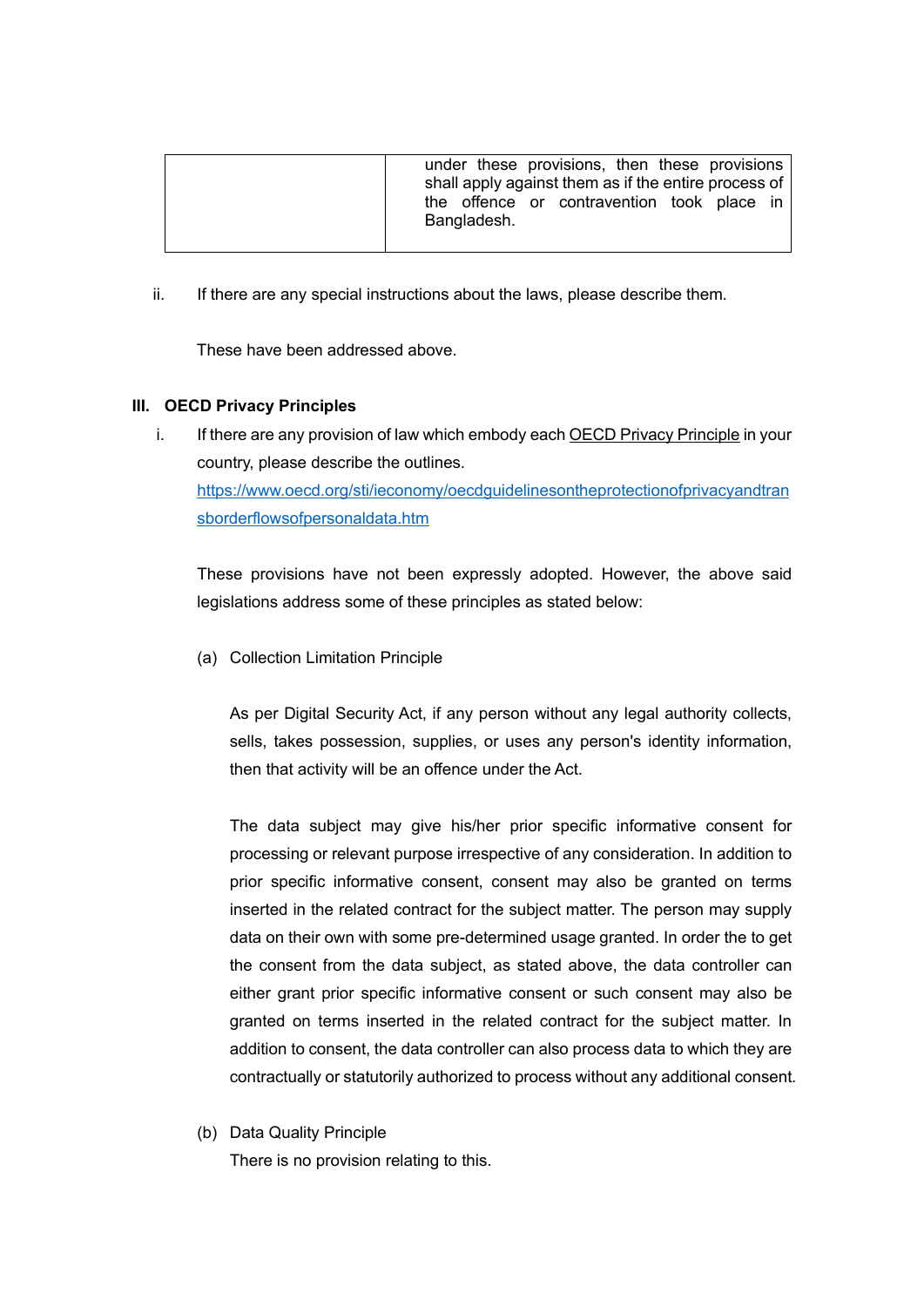|  |  |
|---|---|
|  | under these provisions, then these provisions shall apply against them as if the entire process of the offence or contravention took place in Bangladesh. |

ii. If there are any special instructions about the laws, please describe them.

These have been addressed above.

### III. OECD Privacy Principles

i. If there are any provision of law which embody each OECD Privacy Principle in your country, please describe the outlines.
https://www.oecd.org/sti/ieconomy/oecdguidelinesontheprotectionofprivacyandtransborderflowsofpersonaldata.htm

These provisions have not been expressly adopted. However, the above said legislations address some of these principles as stated below:

(a) Collection Limitation Principle

As per Digital Security Act, if any person without any legal authority collects, sells, takes possession, supplies, or uses any person's identity information, then that activity will be an offence under the Act.

The data subject may give his/her prior specific informative consent for processing or relevant purpose irrespective of any consideration. In addition to prior specific informative consent, consent may also be granted on terms inserted in the related contract for the subject matter. The person may supply data on their own with some pre-determined usage granted. In order the to get the consent from the data subject, as stated above, the data controller can either grant prior specific informative consent or such consent may also be granted on terms inserted in the related contract for the subject matter. In addition to consent, the data controller can also process data to which they are contractually or statutorily authorized to process without any additional consent.

(b) Data Quality Principle
There is no provision relating to this.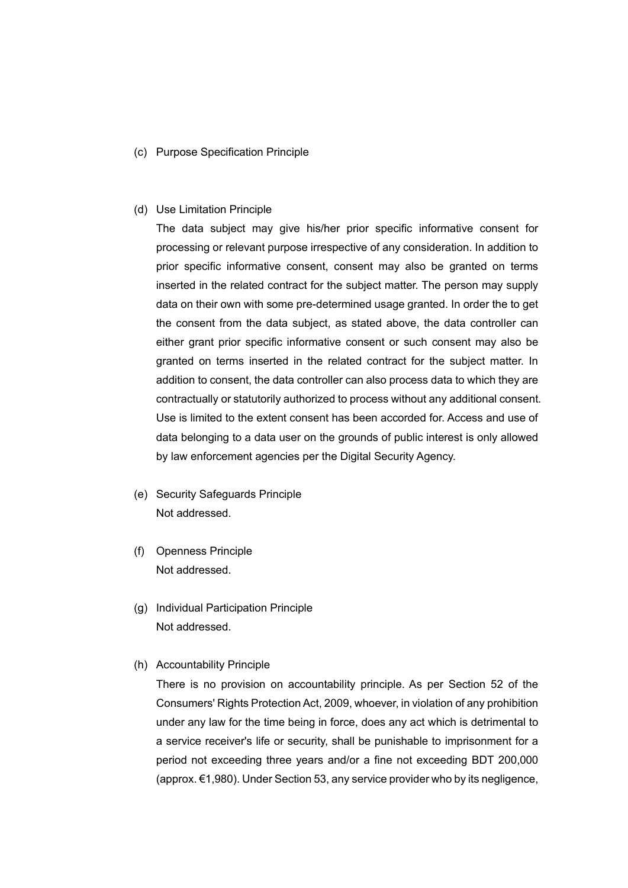(c) Purpose Specification Principle

(d) Use Limitation Principle

The data subject may give his/her prior specific informative consent for processing or relevant purpose irrespective of any consideration. In addition to prior specific informative consent, consent may also be granted on terms inserted in the related contract for the subject matter. The person may supply data on their own with some pre-determined usage granted. In order the to get the consent from the data subject, as stated above, the data controller can either grant prior specific informative consent or such consent may also be granted on terms inserted in the related contract for the subject matter. In addition to consent, the data controller can also process data to which they are contractually or statutorily authorized to process without any additional consent. Use is limited to the extent consent has been accorded for. Access and use of data belonging to a data user on the grounds of public interest is only allowed by law enforcement agencies per the Digital Security Agency.

(e) Security Safeguards Principle

Not addressed.

(f) Openness Principle

Not addressed.

(g) Individual Participation Principle

Not addressed.

(h) Accountability Principle

There is no provision on accountability principle. As per Section 52 of the Consumers' Rights Protection Act, 2009, whoever, in violation of any prohibition under any law for the time being in force, does any act which is detrimental to a service receiver's life or security, shall be punishable to imprisonment for a period not exceeding three years and/or a fine not exceeding BDT 200,000 (approx. €1,980). Under Section 53, any service provider who by its negligence,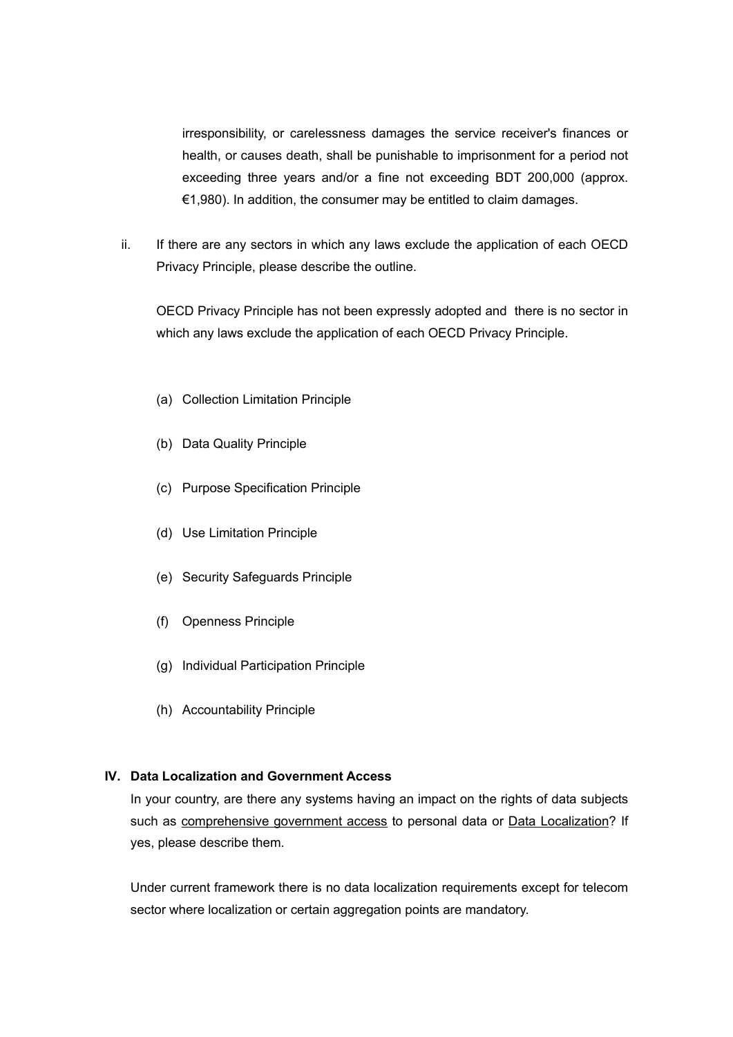irresponsibility, or carelessness damages the service receiver's finances or health, or causes death, shall be punishable to imprisonment for a period not exceeding three years and/or a fine not exceeding BDT 200,000 (approx. €1,980). In addition, the consumer may be entitled to claim damages.

ii. If there are any sectors in which any laws exclude the application of each OECD Privacy Principle, please describe the outline.

OECD Privacy Principle has not been expressly adopted and there is no sector in which any laws exclude the application of each OECD Privacy Principle.

(a) Collection Limitation Principle

(b) Data Quality Principle

(c) Purpose Specification Principle

(d) Use Limitation Principle

(e) Security Safeguards Principle

(f) Openness Principle

(g) Individual Participation Principle

(h) Accountability Principle

## IV. Data Localization and Government Access

In your country, are there any systems having an impact on the rights of data subjects such as <u>comprehensive government access</u> to personal data or <u>Data Localization</u>? If yes, please describe them.

Under current framework there is no data localization requirements except for telecom sector where localization or certain aggregation points are mandatory.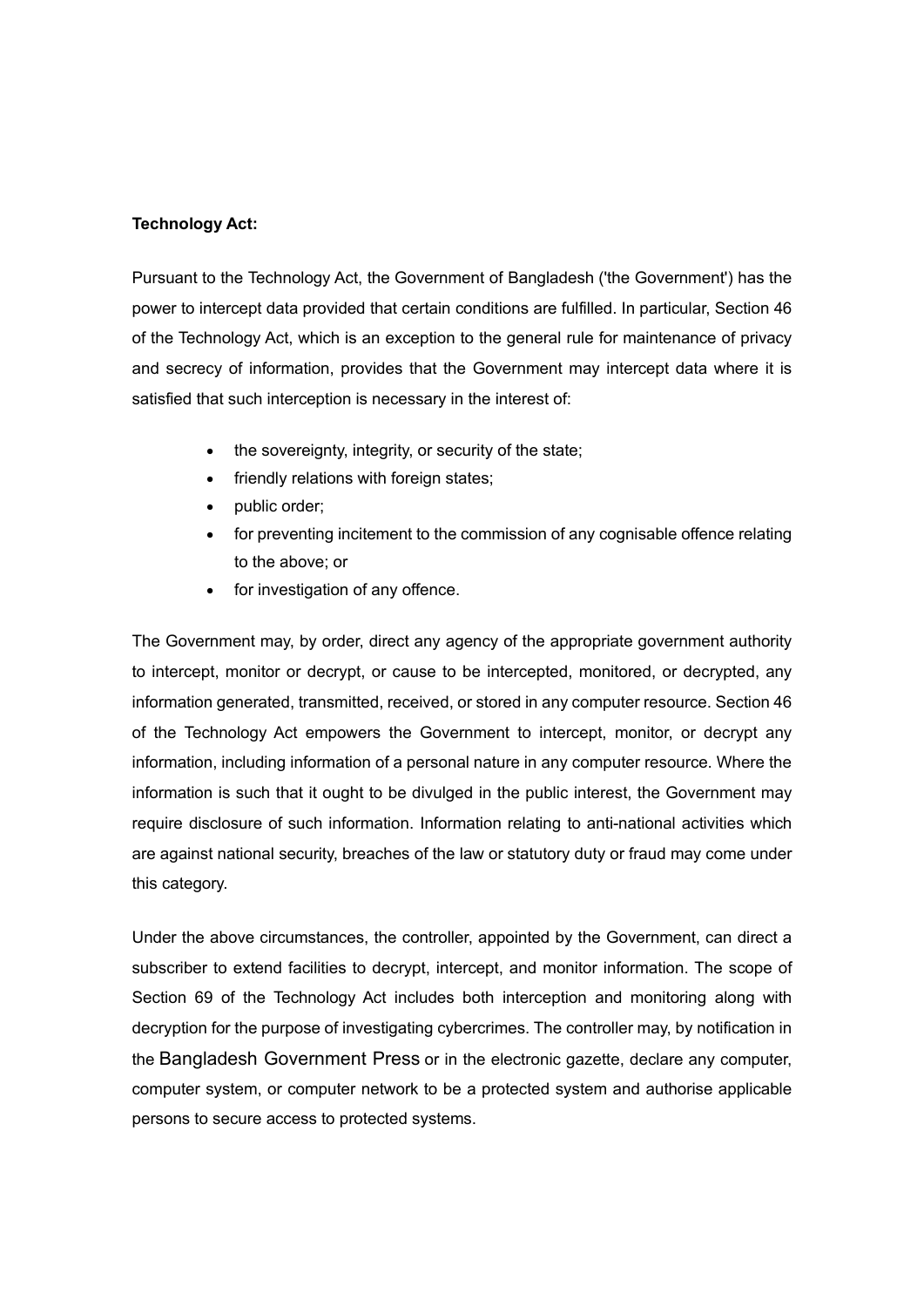**Technology Act:**

Pursuant to the Technology Act, the Government of Bangladesh ('the Government') has the power to intercept data provided that certain conditions are fulfilled. In particular, Section 46 of the Technology Act, which is an exception to the general rule for maintenance of privacy and secrecy of information, provides that the Government may intercept data where it is satisfied that such interception is necessary in the interest of:

- the sovereignty, integrity, or security of the state;
- friendly relations with foreign states;
- public order;
- for preventing incitement to the commission of any cognisable offence relating to the above; or
- for investigation of any offence.

The Government may, by order, direct any agency of the appropriate government authority to intercept, monitor or decrypt, or cause to be intercepted, monitored, or decrypted, any information generated, transmitted, received, or stored in any computer resource. Section 46 of the Technology Act empowers the Government to intercept, monitor, or decrypt any information, including information of a personal nature in any computer resource. Where the information is such that it ought to be divulged in the public interest, the Government may require disclosure of such information. Information relating to anti-national activities which are against national security, breaches of the law or statutory duty or fraud may come under this category.

Under the above circumstances, the controller, appointed by the Government, can direct a subscriber to extend facilities to decrypt, intercept, and monitor information. The scope of Section 69 of the Technology Act includes both interception and monitoring along with decryption for the purpose of investigating cybercrimes. The controller may, by notification in the Bangladesh Government Press or in the electronic gazette, declare any computer, computer system, or computer network to be a protected system and authorise applicable persons to secure access to protected systems.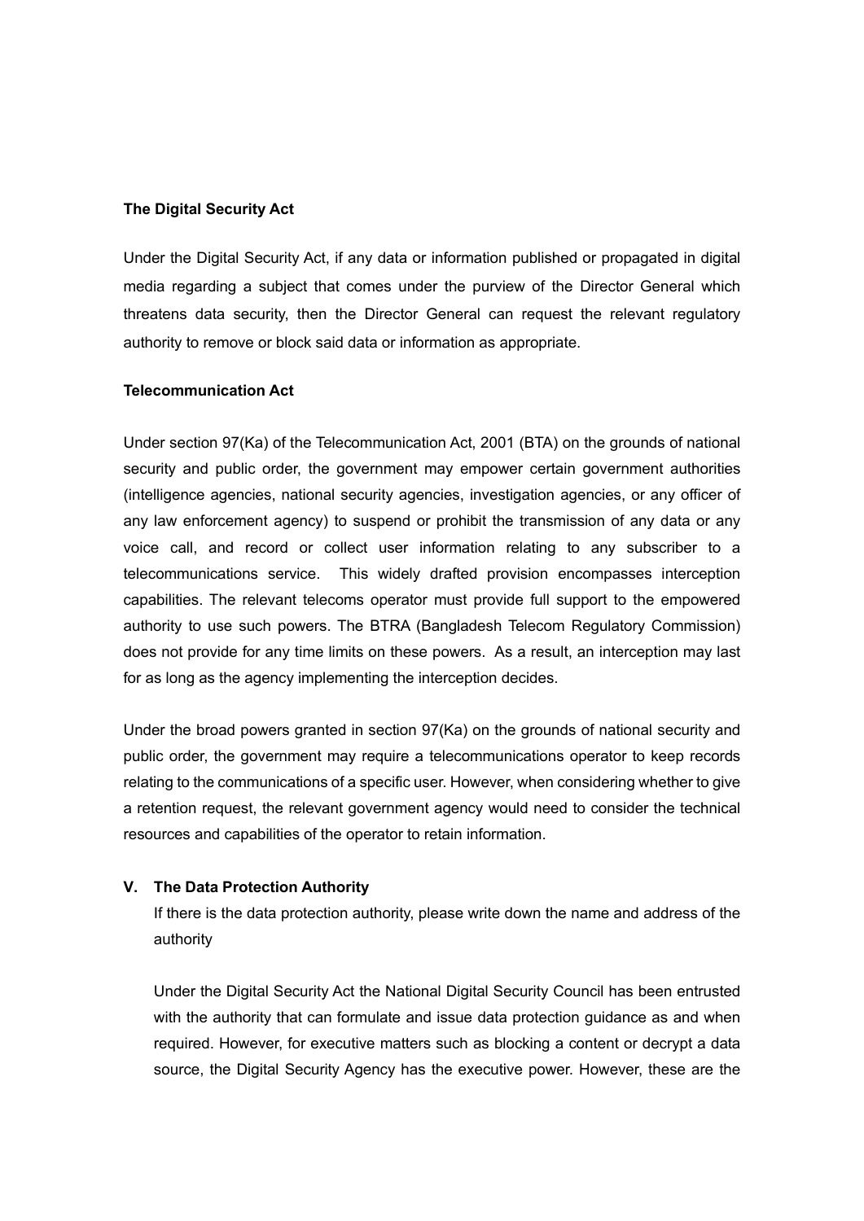**The Digital Security Act**

Under the Digital Security Act, if any data or information published or propagated in digital media regarding a subject that comes under the purview of the Director General which threatens data security, then the Director General can request the relevant regulatory authority to remove or block said data or information as appropriate.

**Telecommunication Act**

Under section 97(Ka) of the Telecommunication Act, 2001 (BTA) on the grounds of national security and public order, the government may empower certain government authorities (intelligence agencies, national security agencies, investigation agencies, or any officer of any law enforcement agency) to suspend or prohibit the transmission of any data or any voice call, and record or collect user information relating to any subscriber to a telecommunications service. This widely drafted provision encompasses interception capabilities. The relevant telecoms operator must provide full support to the empowered authority to use such powers. The BTRA (Bangladesh Telecom Regulatory Commission) does not provide for any time limits on these powers. As a result, an interception may last for as long as the agency implementing the interception decides.

Under the broad powers granted in section 97(Ka) on the grounds of national security and public order, the government may require a telecommunications operator to keep records relating to the communications of a specific user. However, when considering whether to give a retention request, the relevant government agency would need to consider the technical resources and capabilities of the operator to retain information.

**V. The Data Protection Authority**

If there is the data protection authority, please write down the name and address of the authority

Under the Digital Security Act the National Digital Security Council has been entrusted with the authority that can formulate and issue data protection guidance as and when required. However, for executive matters such as blocking a content or decrypt a data source, the Digital Security Agency has the executive power. However, these are the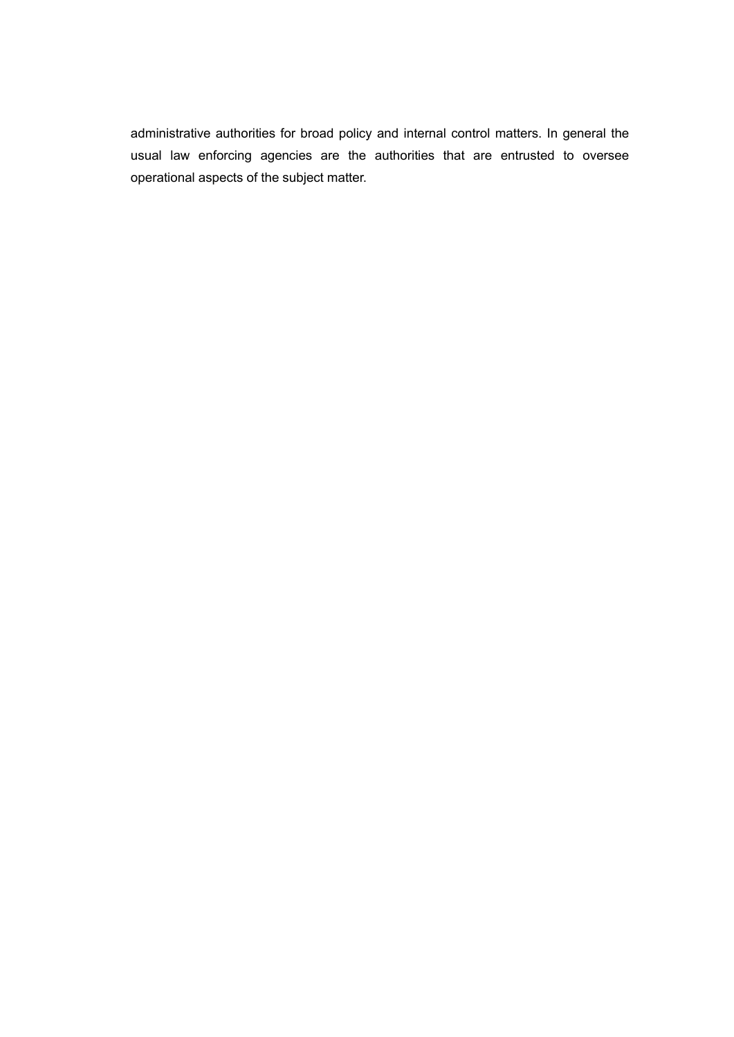administrative authorities for broad policy and internal control matters. In general the usual law enforcing agencies are the authorities that are entrusted to oversee operational aspects of the subject matter.